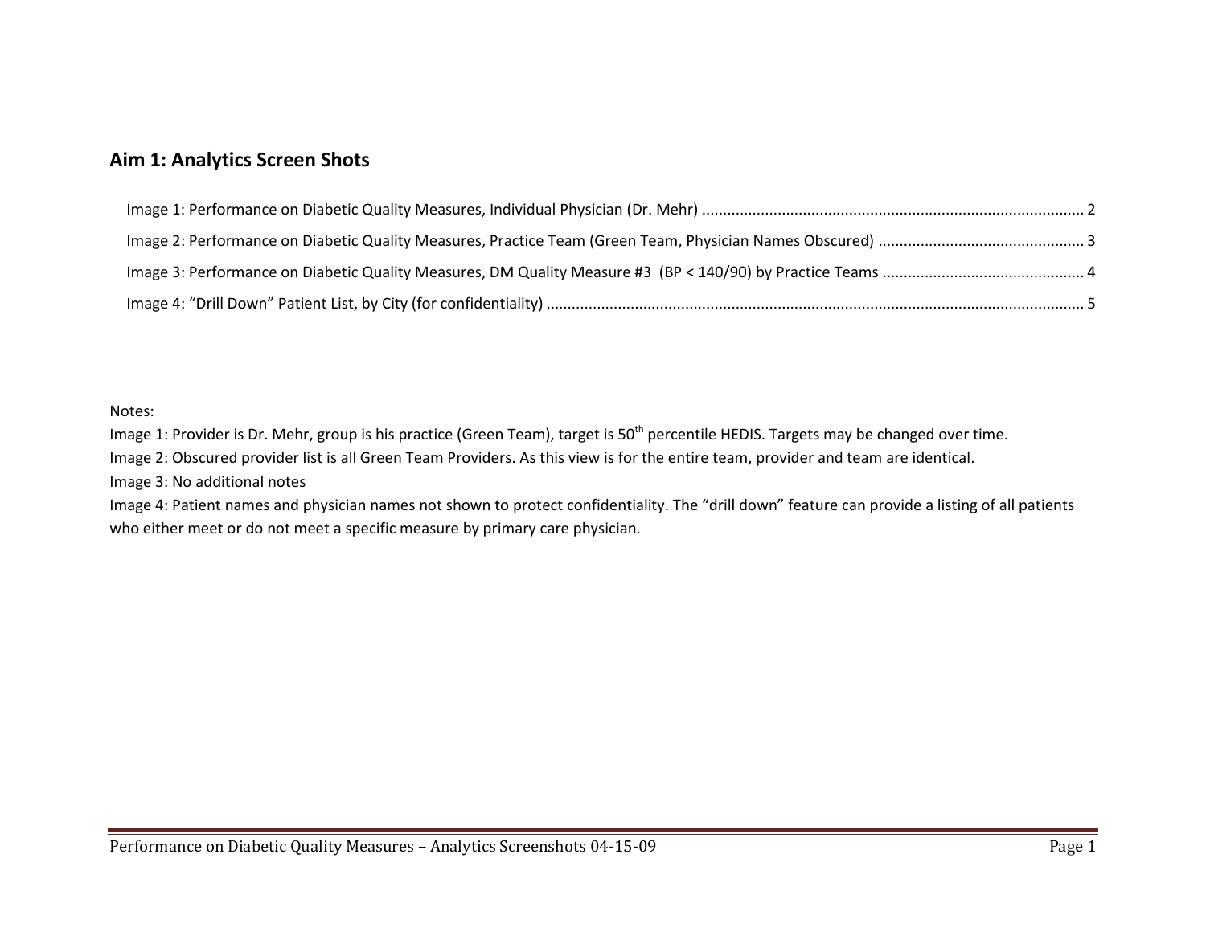## Aim 1: Analytics Screen Shots

Image 1: Performance on Diabetic Quality Measures, Individual Physician (Dr. Mehr) .......... 2

Image 2: Performance on Diabetic Quality Measures, Practice Team (Green Team, Physician Names Obscured) .......... 3

Image 3: Performance on Diabetic Quality Measures, DM Quality Measure #3 (BP < 140/90) by Practice Teams .......... 4

Image 4: "Drill Down" Patient List, by City (for confidentiality) .......... 5

Notes:

Image 1: Provider is Dr. Mehr, group is his practice (Green Team), target is 50th percentile HEDIS. Targets may be changed over time.

Image 2: Obscured provider list is all Green Team Providers. As this view is for the entire team, provider and team are identical.

Image 3: No additional notes

Image 4: Patient names and physician names not shown to protect confidentiality. The "drill down" feature can provide a listing of all patients who either meet or do not meet a specific measure by primary care physician.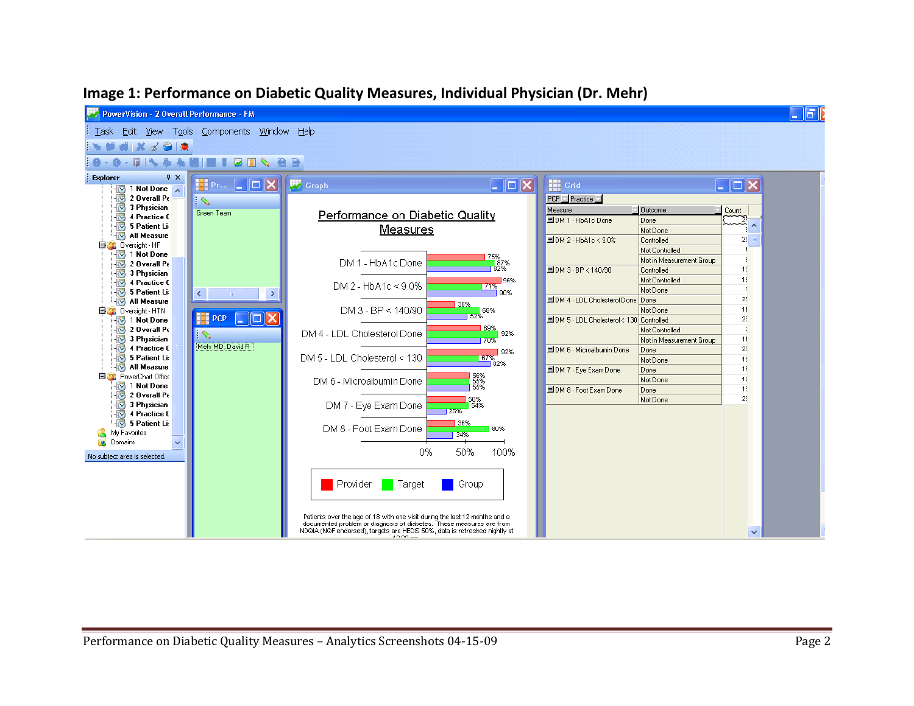# Image 1: Performance on Diabetic Quality Measures, Individual Physician (Dr. Mehr)

PowerVision - 2 Overall Performance - FM

Task Edit View Tools Components Window Help

**Explorer**

- 1 Not Done
- 2 Overall Pe
- 3 Physician
- 4 Practice (
- 5 Patient Li
- All Measure
- Oversight - HF
  - 1 Not Done
  - 2 Overall Pe
  - 3 Physician
  - 4 Practice (
  - 5 Patient Li
  - All Measure
- Oversight - HTN
  - 1 Not Done
  - 2 Overall Pe
  - 3 Physician
  - 4 Practice (
  - 5 Patient Li
  - All Measure
- PowerChart Office
  - 1 Not Done
  - 2 Overall Pe
  - 3 Physician
  - 4 Practice (
  - 5 Patient Li
- My Favorites
- Domains

No subject area is selected.

**Pr...**

Green Team

**PCP**

Mehr MD, David R

**Graph**

**Performance on Diabetic Quality Measures**

| Measure | Provider | Target | Group |
|---|---|---|---|
| DM 1 - HbA1c Done | 75% | 87% | 82% |
| DM 2 - HbA1c < 9.0% | 96% | 71% | 90% |
| DM 3 - BP < 140/90 | 36% | 68% | 52% |
| DM 4 - LDL Cholesterol Done | 69% | 92% | 70% |
| DM 5 - LDL Cholesterol < 130 | 92% | 67% | 82% |
| DM 6 - Microalbumin Done | 56% | 55% | 55% |
| DM 7 - Eye Exam Done | 50% | 54% | 25% |
| DM 8 - Foot Exam Done | 36% | 80% | 34% |

0% 50% 100%

Provider Target Group

Patients over the age of 18 with one visit during the last 12 months and a documented problem or diagnosis of diabetes. These measures are from NDQIA (NQF endorsed), targets are HEDS 50%, data is refreshed nightly at

**Grid**

PCP Practice

| Measure | Outcome | Count |
|---|---|---|
| DM 1 - HbA1c Done | Done | 2 |
| | Not Done | |
| DM 2 - HbA1c < 9.0% | Controlled | 2 |
| | Not Controlled | |
| | Not in Measurement Group | |
| DM 3 - BP < 140/90 | Controlled | 1 |
| | Not Controlled | 1 |
| | Not Done | |
| DM 4 - LDL Cholesterol Done | Done | 2 |
| | Not Done | 1 |
| DM 5 - LDL Cholesterol < 130 | Controlled | 2 |
| | Not Controlled | |
| | Not in Measurement Group | 1 |
| DM 6 - Microalbumin Done | Done | 2 |
| | Not Done | 1 |
| DM 7 - Eye Exam Done | Done | 1 |
| | Not Done | 1 |
| DM 8 - Foot Exam Done | Done | 1 |
| | Not Done | 2 |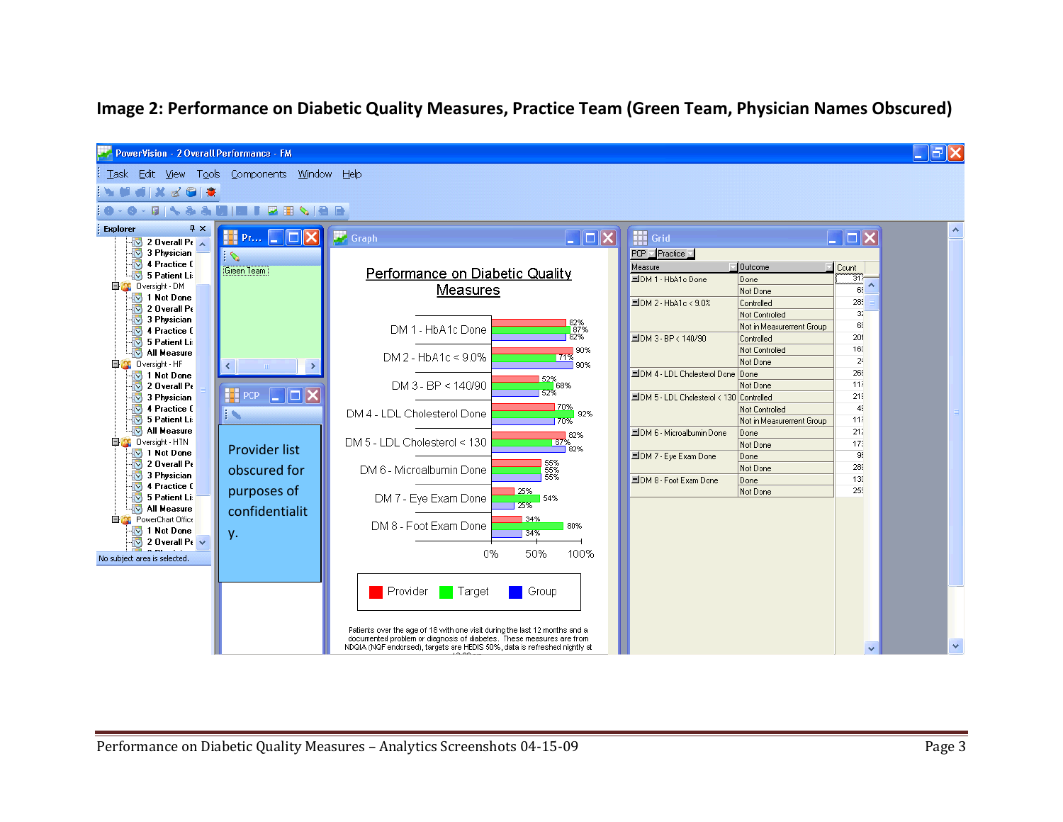**Image 2: Performance on Diabetic Quality Measures, Practice Team (Green Team, Physician Names Obscured)**

PowerVision - 2 Overall Performance - FM

Task Edit View Tools Components Window Help

Explorer

- 2 Overall Pe
- 3 Physician
- 4 Practice (
- 5 Patient Li
- Oversight - DM
  - 1 Not Done
  - 2 Overall Pe
  - 3 Physician
  - 4 Practice (
  - 5 Patient Li
  - All Measure
- Oversight - HF
  - 1 Not Done
  - 2 Overall Pe
  - 3 Physician
  - 4 Practice (
  - 5 Patient Li
  - All Measure
- Oversight - HTN
  - 1 Not Done
  - 2 Overall Pe
  - 3 Physician
  - 4 Practice (
  - 5 Patient Li
  - All Measure
- PowerChart Office
  - 1 Not Done
  - 2 Overall Pe

No subject area is selected.

Pr...

Green Team

PCP

Provider list obscured for purposes of confidentiality.

Graph

**Performance on Diabetic Quality Measures**

| Measure | Provider | Target | Group |
|---|---|---|---|
| DM 1 - HbA1c Done | 82% | 87% | 82% |
| DM 2 - HbA1c < 9.0% | 90% | 71% | 90% |
| DM 3 - BP < 140/90 | 52% | 68% | 52% |
| DM 4 - LDL Cholesterol Done | 70% | 92% | 70% |
| DM 5 - LDL Cholesterol < 130 | 82% | 67% | 82% |
| DM 6 - Microalbumin Done | 55% | 55% | 55% |
| DM 7 - Eye Exam Done | 25% | 54% | 25% |
| DM 8 - Foot Exam Done | 34% | 80% | 34% |

0% 50% 100%

Provider Target Group

Patients over the age of 18 with one visit during the last 12 months and a documented problem or diagnosis of diabetes. These measures are from NDQIA (NQF endorsed), targets are HEDIS 50%, data is refreshed nightly at

Grid

PCP Practice

| Measure | Outcome | Count |
|---|---|---|
| DM 1 - HbA1c Done | Done | 317 |
| | Not Done | 68 |
| DM 2 - HbA1c < 9.0% | Controlled | 285 |
| | Not Controlled | 32 |
| | Not in Measurement Group | 68 |
| DM 3 - BP < 140/90 | Controlled | 201 |
| | Not Controlled | 160 |
| | Not Done | 24 |
| DM 4 - LDL Cholesterol Done | Done | 268 |
| | Not Done | 117 |
| DM 5 - LDL Cholesterol < 130 | Controlled | 219 |
| | Not Controlled | 49 |
| | Not in Measurement Group | 117 |
| DM 6 - Microalbumin Done | Done | 212 |
| | Not Done | 173 |
| DM 7 - Eye Exam Done | Done | 95 |
| | Not Done | 289 |
| DM 8 - Foot Exam Done | Done | 130 |
| | Not Done | 255 |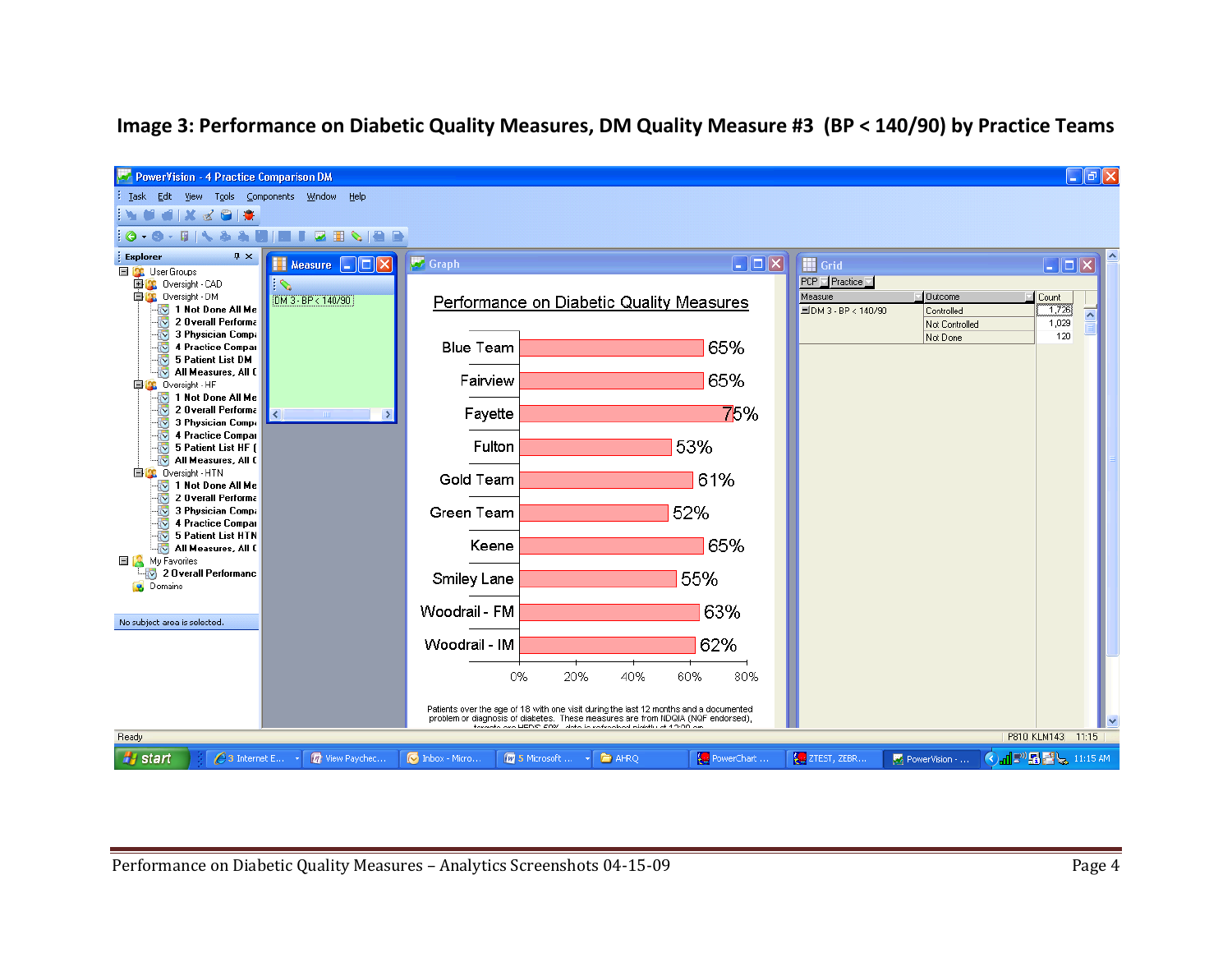**Image 3: Performance on Diabetic Quality Measures, DM Quality Measure #3 (BP < 140/90) by Practice Teams**

PowerVision - 4 Practice Comparison DM

Task Edit View Tools Components Window Help

Explorer

- User Groups
  - Oversight - CAD
  - Oversight - DM
    - 1 Not Done All Me
    - 2 Overall Performa
    - 3 Physician Comp
    - 4 Practice Compa
    - 5 Patient List DM
    - All Measures, All
  - Oversight - HF
    - 1 Not Done All Me
    - 2 Overall Performa
    - 3 Physician Comp
    - 4 Practice Compa
    - 5 Patient List HF
    - All Measures, All
  - Oversight - HTN
    - 1 Not Done All Me
    - 2 Overall Performa
    - 3 Physician Comp
    - 4 Practice Compa
    - 5 Patient List HTN
    - All Measures, All
- My Favorites
  - 2 Overall Performanc
- Domains

No subject area is selected.

Measure: DM 3 - BP < 140/90

Graph

**Performance on Diabetic Quality Measures**

| Team | Performance |
|---|---|
| Blue Team | 65% |
| Fairview | 65% |
| Fayette | 75% |
| Fulton | 53% |
| Gold Team | 61% |
| Green Team | 52% |
| Keene | 65% |
| Smiley Lane | 55% |
| Woodrail - FM | 63% |
| Woodrail - IM | 62% |

Axis: 0% 20% 40% 60% 80%

Patients over the age of 18 with one visit during the last 12 months and a documented problem or diagnosis of diabetes. These measures are from NDQIA (NQF endorsed), targets are HEDIS 60%, data is refreshed nightly at 12:00 am

Grid

PCP | Practice

| Measure | Outcome | Count |
|---|---|---|
| DM 3 - BP < 140/90 | Controlled | 1,726 |
| | Not Controlled | 1,029 |
| | Not Done | 120 |

Ready P810 KLM143 11:15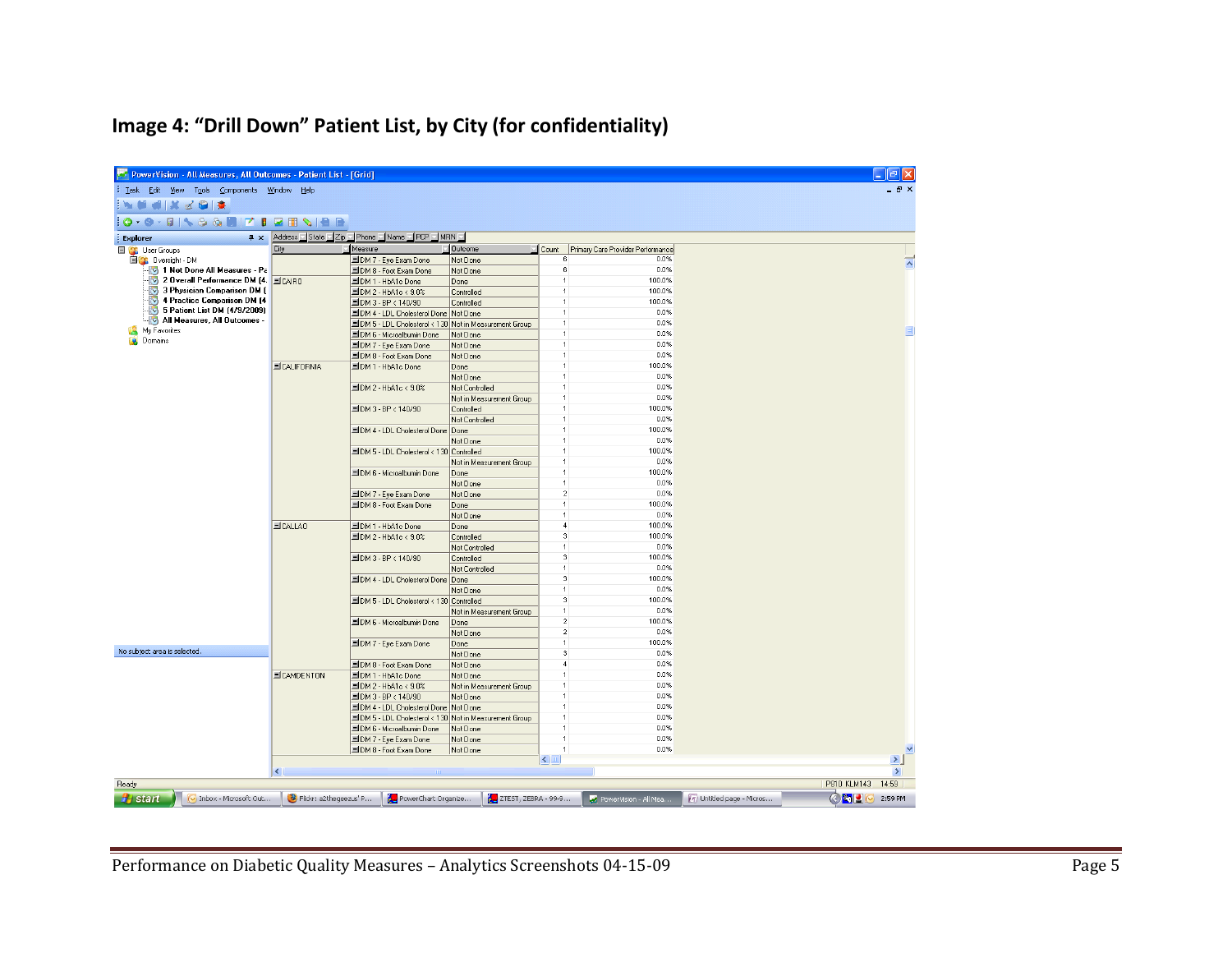# Image 4: "Drill Down" Patient List, by City (for confidentiality)

PowerVision - All Measures, All Outcomes - Patient List - [Grid]

| City | Measure | Outcome | Count | Primary Care Provider Performance |
|---|---|---|---|---|
| | DM 7 - Eye Exam Done | Not Done | 6 | 0.0% |
| | DM 8 - Foot Exam Done | Not Done | 6 | 0.0% |
| CAIRO | DM 1 - HbA1c Done | Done | 1 | 100.0% |
| | DM 2 - HbA1c < 9.0% | Controlled | 1 | 100.0% |
| | DM 3 - BP < 140/90 | Controlled | 1 | 100.0% |
| | DM 4 - LDL Cholesterol Done | Not Done | 1 | 0.0% |
| | DM 5 - LDL Cholesterol < 130 | Not in Measurement Group | 1 | 0.0% |
| | DM 6 - Microalbumin Done | Not Done | 1 | 0.0% |
| | DM 7 - Eye Exam Done | Not Done | 1 | 0.0% |
| | DM 8 - Foot Exam Done | Not Done | 1 | 0.0% |
| CALIFORNIA | DM 1 - HbA1c Done | Done | 1 | 100.0% |
| | | Not Done | 1 | 0.0% |
| | DM 2 - HbA1c < 9.0% | Not Controlled | 1 | 0.0% |
| | | Not in Measurement Group | 1 | 0.0% |
| | DM 3 - BP < 140/90 | Controlled | 1 | 100.0% |
| | | Not Controlled | 1 | 0.0% |
| | DM 4 - LDL Cholesterol Done | Done | 1 | 100.0% |
| | | Not Done | 1 | 0.0% |
| | DM 5 - LDL Cholesterol < 130 | Controlled | 1 | 100.0% |
| | | Not in Measurement Group | 1 | 0.0% |
| | DM 6 - Microalbumin Done | Done | 1 | 100.0% |
| | | Not Done | 1 | 0.0% |
| | DM 7 - Eye Exam Done | Not Done | 2 | 0.0% |
| | DM 8 - Foot Exam Done | Done | 1 | 100.0% |
| | | Not Done | 1 | 0.0% |
| CALLAO | DM 1 - HbA1c Done | Done | 4 | 100.0% |
| | DM 2 - HbA1c < 9.0% | Controlled | 3 | 100.0% |
| | | Not Controlled | 1 | 0.0% |
| | DM 3 - BP < 140/90 | Controlled | 3 | 100.0% |
| | | Not Controlled | 1 | 0.0% |
| | DM 4 - LDL Cholesterol Done | Done | 3 | 100.0% |
| | | Not Done | 1 | 0.0% |
| | DM 5 - LDL Cholesterol < 130 | Controlled | 3 | 100.0% |
| | | Not in Measurement Group | 1 | 0.0% |
| | DM 6 - Microalbumin Done | Done | 2 | 100.0% |
| | | Not Done | 2 | 0.0% |
| | DM 7 - Eye Exam Done | Done | 1 | 100.0% |
| | | Not Done | 3 | 0.0% |
| | DM 8 - Foot Exam Done | Not Done | 4 | 0.0% |
| CAMDENTON | DM 1 - HbA1c Done | Not Done | 1 | 0.0% |
| | DM 2 - HbA1c < 9.0% | Not in Measurement Group | 1 | 0.0% |
| | DM 3 - BP < 140/90 | Not Done | 1 | 0.0% |
| | DM 4 - LDL Cholesterol Done | Not Done | 1 | 0.0% |
| | DM 5 - LDL Cholesterol < 130 | Not in Measurement Group | 1 | 0.0% |
| | DM 6 - Microalbumin Done | Not Done | 1 | 0.0% |
| | DM 7 - Eye Exam Done | Not Done | 1 | 0.0% |
| | DM 8 - Foot Exam Done | Not Done | 1 | 0.0% |